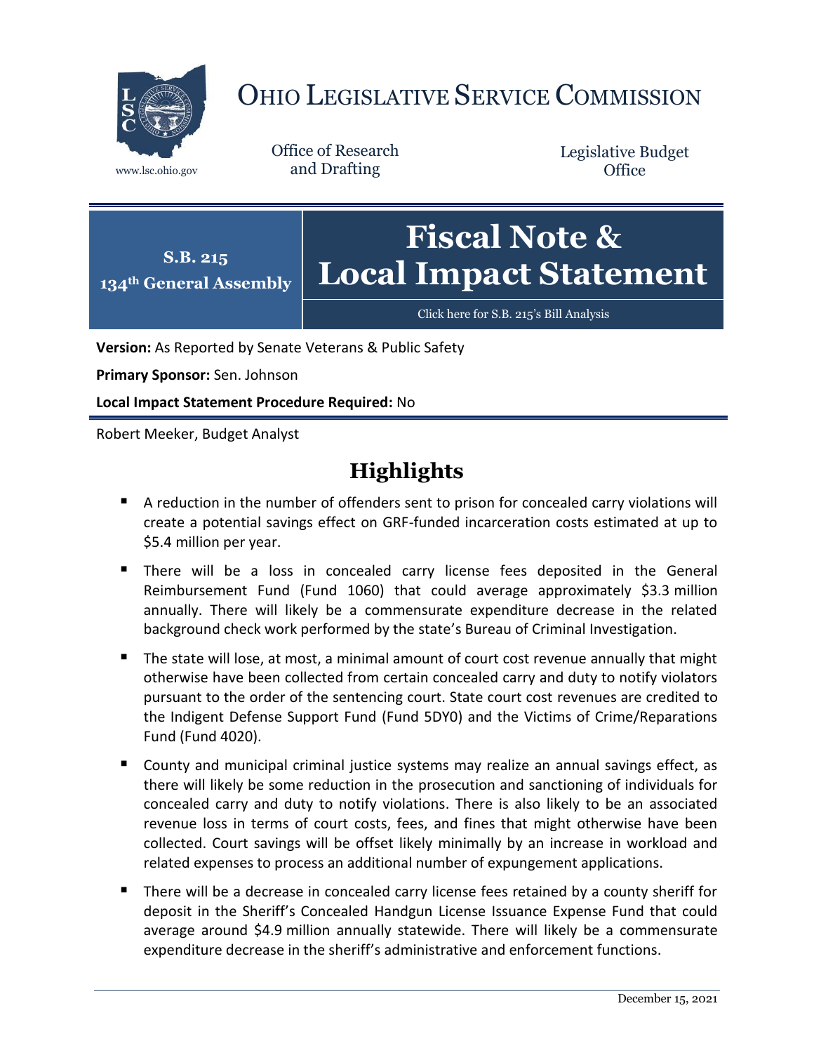# OHIO LEGISLATIVE SERVICE COMMISSION

www.lsc.ohio.gov

Office of Research and Drafting

Legislative Budget Office

**S.B. 215**
**134th General Assembly**

# Fiscal Note & Local Impact Statement

Click here for S.B. 215's Bill Analysis

**Version:** As Reported by Senate Veterans & Public Safety

**Primary Sponsor:** Sen. Johnson

**Local Impact Statement Procedure Required:** No

Robert Meeker, Budget Analyst

## Highlights

- A reduction in the number of offenders sent to prison for concealed carry violations will create a potential savings effect on GRF-funded incarceration costs estimated at up to $5.4 million per year.
- There will be a loss in concealed carry license fees deposited in the General Reimbursement Fund (Fund 1060) that could average approximately $3.3 million annually. There will likely be a commensurate expenditure decrease in the related background check work performed by the state's Bureau of Criminal Investigation.
- The state will lose, at most, a minimal amount of court cost revenue annually that might otherwise have been collected from certain concealed carry and duty to notify violators pursuant to the order of the sentencing court. State court cost revenues are credited to the Indigent Defense Support Fund (Fund 5DY0) and the Victims of Crime/Reparations Fund (Fund 4020).
- County and municipal criminal justice systems may realize an annual savings effect, as there will likely be some reduction in the prosecution and sanctioning of individuals for concealed carry and duty to notify violations. There is also likely to be an associated revenue loss in terms of court costs, fees, and fines that might otherwise have been collected. Court savings will be offset likely minimally by an increase in workload and related expenses to process an additional number of expungement applications.
- There will be a decrease in concealed carry license fees retained by a county sheriff for deposit in the Sheriff's Concealed Handgun License Issuance Expense Fund that could average around $4.9 million annually statewide. There will likely be a commensurate expenditure decrease in the sheriff's administrative and enforcement functions.

December 15, 2021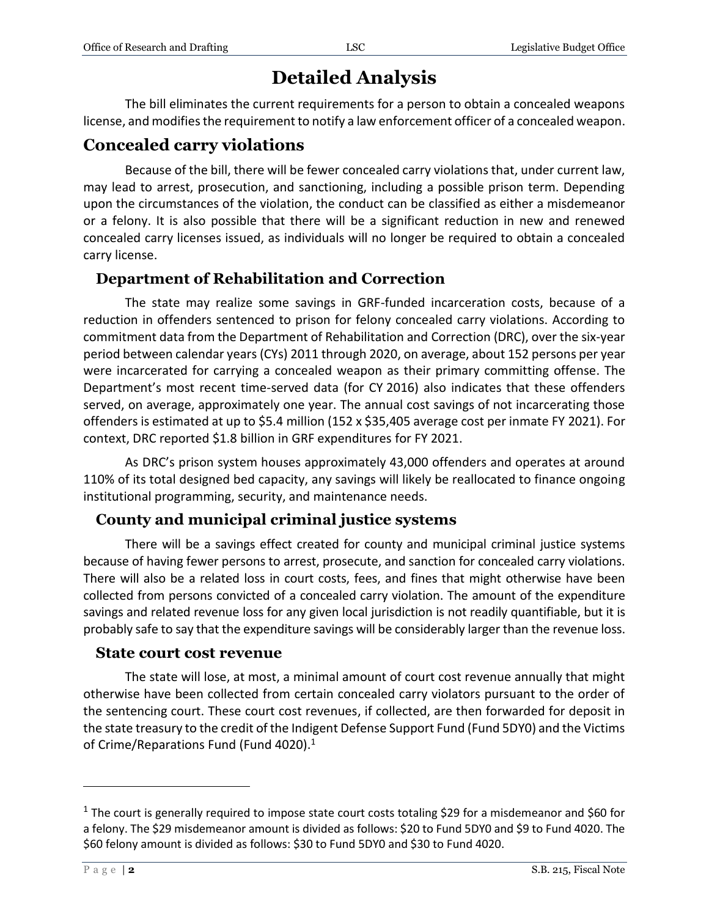# Detailed Analysis

The bill eliminates the current requirements for a person to obtain a concealed weapons license, and modifies the requirement to notify a law enforcement officer of a concealed weapon.

## Concealed carry violations

Because of the bill, there will be fewer concealed carry violations that, under current law, may lead to arrest, prosecution, and sanctioning, including a possible prison term. Depending upon the circumstances of the violation, the conduct can be classified as either a misdemeanor or a felony. It is also possible that there will be a significant reduction in new and renewed concealed carry licenses issued, as individuals will no longer be required to obtain a concealed carry license.

### Department of Rehabilitation and Correction

The state may realize some savings in GRF-funded incarceration costs, because of a reduction in offenders sentenced to prison for felony concealed carry violations. According to commitment data from the Department of Rehabilitation and Correction (DRC), over the six-year period between calendar years (CYs) 2011 through 2020, on average, about 152 persons per year were incarcerated for carrying a concealed weapon as their primary committing offense. The Department's most recent time-served data (for CY 2016) also indicates that these offenders served, on average, approximately one year. The annual cost savings of not incarcerating those offenders is estimated at up to $5.4 million (152 x $35,405 average cost per inmate FY 2021). For context, DRC reported $1.8 billion in GRF expenditures for FY 2021.

As DRC's prison system houses approximately 43,000 offenders and operates at around 110% of its total designed bed capacity, any savings will likely be reallocated to finance ongoing institutional programming, security, and maintenance needs.

### County and municipal criminal justice systems

There will be a savings effect created for county and municipal criminal justice systems because of having fewer persons to arrest, prosecute, and sanction for concealed carry violations. There will also be a related loss in court costs, fees, and fines that might otherwise have been collected from persons convicted of a concealed carry violation. The amount of the expenditure savings and related revenue loss for any given local jurisdiction is not readily quantifiable, but it is probably safe to say that the expenditure savings will be considerably larger than the revenue loss.

### State court cost revenue

The state will lose, at most, a minimal amount of court cost revenue annually that might otherwise have been collected from certain concealed carry violators pursuant to the order of the sentencing court. These court cost revenues, if collected, are then forwarded for deposit in the state treasury to the credit of the Indigent Defense Support Fund (Fund 5DY0) and the Victims of Crime/Reparations Fund (Fund 4020).[1]

---

[1] The court is generally required to impose state court costs totaling $29 for a misdemeanor and $60 for a felony. The $29 misdemeanor amount is divided as follows: $20 to Fund 5DY0 and $9 to Fund 4020. The $60 felony amount is divided as follows: $30 to Fund 5DY0 and $30 to Fund 4020.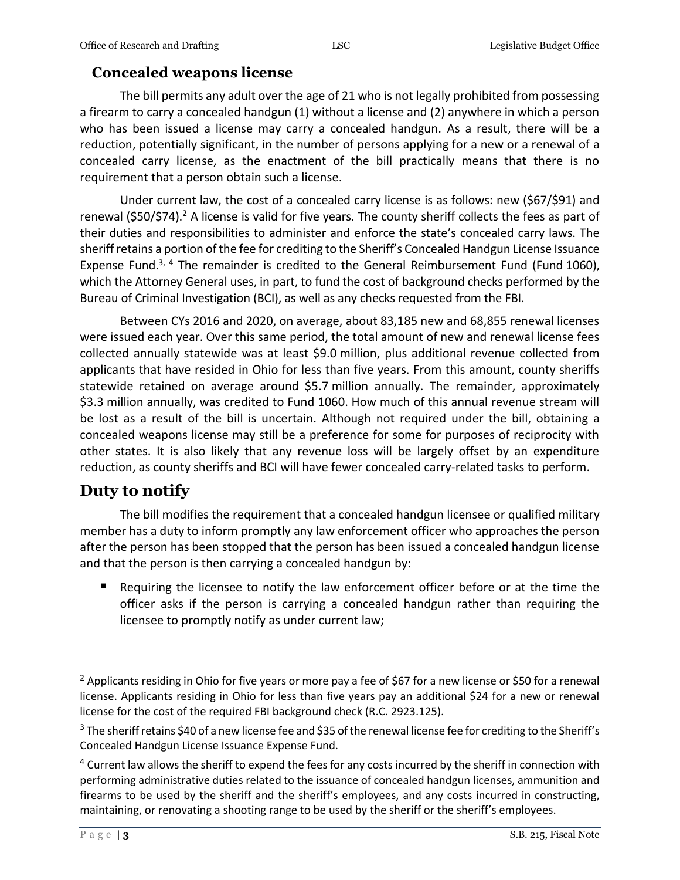## Concealed weapons license

The bill permits any adult over the age of 21 who is not legally prohibited from possessing a firearm to carry a concealed handgun (1) without a license and (2) anywhere in which a person who has been issued a license may carry a concealed handgun. As a result, there will be a reduction, potentially significant, in the number of persons applying for a new or a renewal of a concealed carry license, as the enactment of the bill practically means that there is no requirement that a person obtain such a license.

Under current law, the cost of a concealed carry license is as follows: new ($67/$91) and renewal ($50/$74).[2] A license is valid for five years. The county sheriff collects the fees as part of their duties and responsibilities to administer and enforce the state's concealed carry laws. The sheriff retains a portion of the fee for crediting to the Sheriff's Concealed Handgun License Issuance Expense Fund.[3, 4] The remainder is credited to the General Reimbursement Fund (Fund 1060), which the Attorney General uses, in part, to fund the cost of background checks performed by the Bureau of Criminal Investigation (BCI), as well as any checks requested from the FBI.

Between CYs 2016 and 2020, on average, about 83,185 new and 68,855 renewal licenses were issued each year. Over this same period, the total amount of new and renewal license fees collected annually statewide was at least $9.0 million, plus additional revenue collected from applicants that have resided in Ohio for less than five years. From this amount, county sheriffs statewide retained on average around $5.7 million annually. The remainder, approximately $3.3 million annually, was credited to Fund 1060. How much of this annual revenue stream will be lost as a result of the bill is uncertain. Although not required under the bill, obtaining a concealed weapons license may still be a preference for some for purposes of reciprocity with other states. It is also likely that any revenue loss will be largely offset by an expenditure reduction, as county sheriffs and BCI will have fewer concealed carry-related tasks to perform.

## Duty to notify

The bill modifies the requirement that a concealed handgun licensee or qualified military member has a duty to inform promptly any law enforcement officer who approaches the person after the person has been stopped that the person has been issued a concealed handgun license and that the person is then carrying a concealed handgun by:

- Requiring the licensee to notify the law enforcement officer before or at the time the officer asks if the person is carrying a concealed handgun rather than requiring the licensee to promptly notify as under current law;

---

[2] Applicants residing in Ohio for five years or more pay a fee of $67 for a new license or $50 for a renewal license. Applicants residing in Ohio for less than five years pay an additional $24 for a new or renewal license for the cost of the required FBI background check (R.C. 2923.125).

[3] The sheriff retains $40 of a new license fee and $35 of the renewal license fee for crediting to the Sheriff's Concealed Handgun License Issuance Expense Fund.

[4] Current law allows the sheriff to expend the fees for any costs incurred by the sheriff in connection with performing administrative duties related to the issuance of concealed handgun licenses, ammunition and firearms to be used by the sheriff and the sheriff's employees, and any costs incurred in constructing, maintaining, or renovating a shooting range to be used by the sheriff or the sheriff's employees.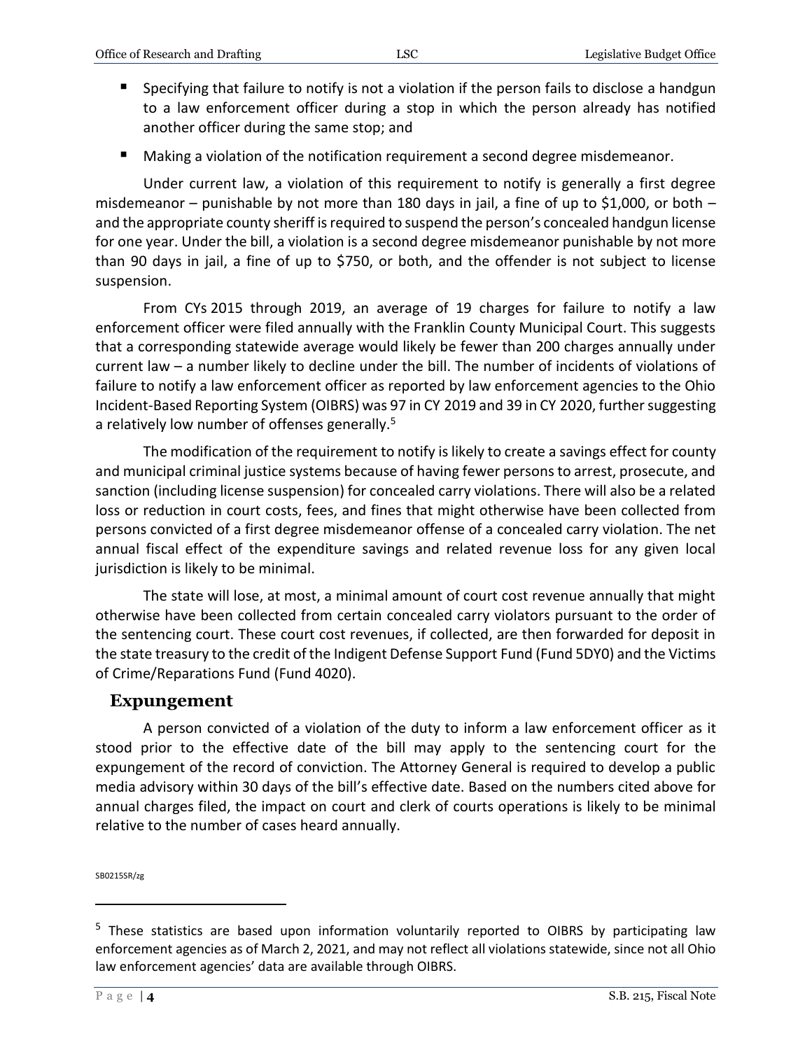- Specifying that failure to notify is not a violation if the person fails to disclose a handgun to a law enforcement officer during a stop in which the person already has notified another officer during the same stop; and
- Making a violation of the notification requirement a second degree misdemeanor.

Under current law, a violation of this requirement to notify is generally a first degree misdemeanor – punishable by not more than 180 days in jail, a fine of up to $1,000, or both – and the appropriate county sheriff is required to suspend the person's concealed handgun license for one year. Under the bill, a violation is a second degree misdemeanor punishable by not more than 90 days in jail, a fine of up to $750, or both, and the offender is not subject to license suspension.

From CYs 2015 through 2019, an average of 19 charges for failure to notify a law enforcement officer were filed annually with the Franklin County Municipal Court. This suggests that a corresponding statewide average would likely be fewer than 200 charges annually under current law – a number likely to decline under the bill. The number of incidents of violations of failure to notify a law enforcement officer as reported by law enforcement agencies to the Ohio Incident-Based Reporting System (OIBRS) was 97 in CY 2019 and 39 in CY 2020, further suggesting a relatively low number of offenses generally.[5]

The modification of the requirement to notify is likely to create a savings effect for county and municipal criminal justice systems because of having fewer persons to arrest, prosecute, and sanction (including license suspension) for concealed carry violations. There will also be a related loss or reduction in court costs, fees, and fines that might otherwise have been collected from persons convicted of a first degree misdemeanor offense of a concealed carry violation. The net annual fiscal effect of the expenditure savings and related revenue loss for any given local jurisdiction is likely to be minimal.

The state will lose, at most, a minimal amount of court cost revenue annually that might otherwise have been collected from certain concealed carry violators pursuant to the order of the sentencing court. These court cost revenues, if collected, are then forwarded for deposit in the state treasury to the credit of the Indigent Defense Support Fund (Fund 5DY0) and the Victims of Crime/Reparations Fund (Fund 4020).

## Expungement

A person convicted of a violation of the duty to inform a law enforcement officer as it stood prior to the effective date of the bill may apply to the sentencing court for the expungement of the record of conviction. The Attorney General is required to develop a public media advisory within 30 days of the bill's effective date. Based on the numbers cited above for annual charges filed, the impact on court and clerk of courts operations is likely to be minimal relative to the number of cases heard annually.

SB0215SR/zg

[5] These statistics are based upon information voluntarily reported to OIBRS by participating law enforcement agencies as of March 2, 2021, and may not reflect all violations statewide, since not all Ohio law enforcement agencies' data are available through OIBRS.